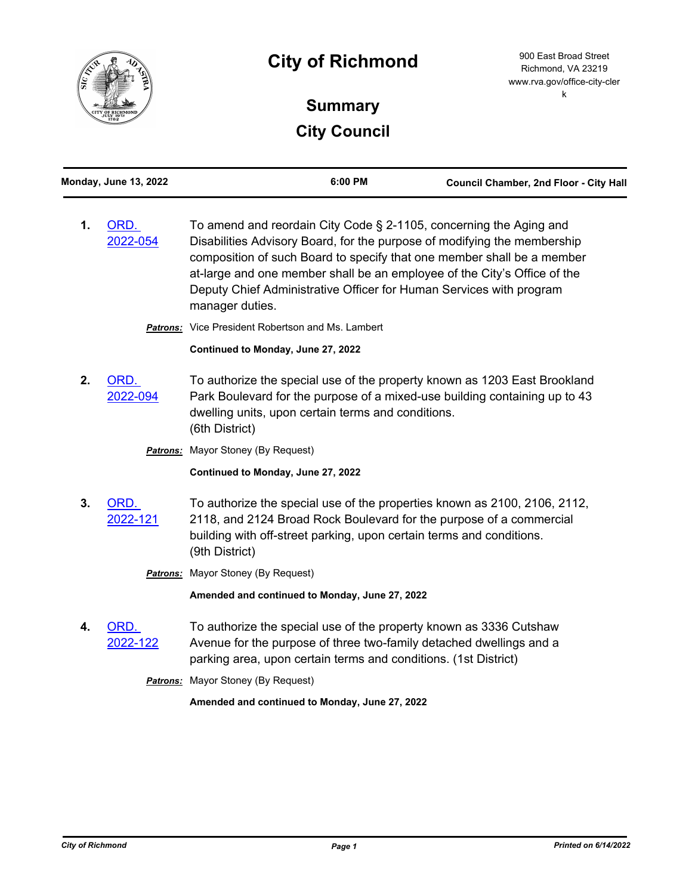# City of Richmond

900 East Broad Street
Richmond, VA 23219
www.rva.gov/office-city-clerk

## Summary
## City Council

**Monday, June 13, 2022** | **6:00 PM** | **Council Chamber, 2nd Floor - City Hall**

---

**1.** ORD. 2022-054

To amend and reordain City Code § 2-1105, concerning the Aging and Disabilities Advisory Board, for the purpose of modifying the membership composition of such Board to specify that one member shall be a member at-large and one member shall be an employee of the City's Office of the Deputy Chief Administrative Officer for Human Services with program manager duties.

***Patrons:*** Vice President Robertson and Ms. Lambert

**Continued to Monday, June 27, 2022**

**2.** ORD. 2022-094

To authorize the special use of the property known as 1203 East Brookland Park Boulevard for the purpose of a mixed-use building containing up to 43 dwelling units, upon certain terms and conditions.
(6th District)

***Patrons:*** Mayor Stoney (By Request)

**Continued to Monday, June 27, 2022**

**3.** ORD. 2022-121

To authorize the special use of the properties known as 2100, 2106, 2112, 2118, and 2124 Broad Rock Boulevard for the purpose of a commercial building with off-street parking, upon certain terms and conditions.
(9th District)

***Patrons:*** Mayor Stoney (By Request)

**Amended and continued to Monday, June 27, 2022**

**4.** ORD. 2022-122

To authorize the special use of the property known as 3336 Cutshaw Avenue for the purpose of three two-family detached dwellings and a parking area, upon certain terms and conditions. (1st District)

***Patrons:*** Mayor Stoney (By Request)

**Amended and continued to Monday, June 27, 2022**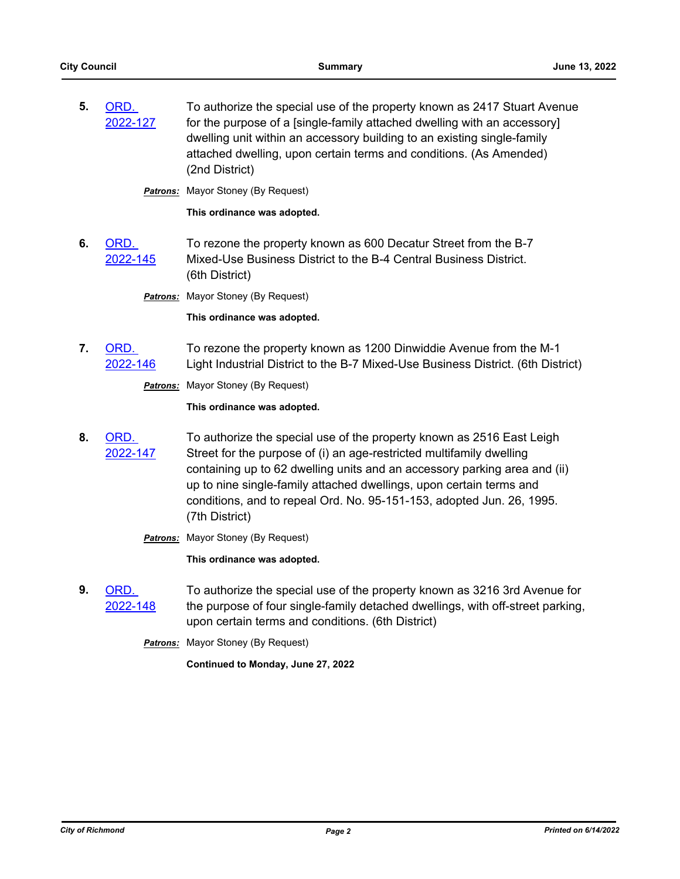5. ORD. 2022-127 — To authorize the special use of the property known as 2417 Stuart Avenue for the purpose of a [single-family attached dwelling with an accessory] dwelling unit within an accessory building to an existing single-family attached dwelling, upon certain terms and conditions. (As Amended) (2nd District)

   ***Patrons:*** Mayor Stoney (By Request)

   **This ordinance was adopted.**

6. ORD. 2022-145 — To rezone the property known as 600 Decatur Street from the B-7 Mixed-Use Business District to the B-4 Central Business District. (6th District)

   ***Patrons:*** Mayor Stoney (By Request)

   **This ordinance was adopted.**

7. ORD. 2022-146 — To rezone the property known as 1200 Dinwiddie Avenue from the M-1 Light Industrial District to the B-7 Mixed-Use Business District. (6th District)

   ***Patrons:*** Mayor Stoney (By Request)

   **This ordinance was adopted.**

8. ORD. 2022-147 — To authorize the special use of the property known as 2516 East Leigh Street for the purpose of (i) an age-restricted multifamily dwelling containing up to 62 dwelling units and an accessory parking area and (ii) up to nine single-family attached dwellings, upon certain terms and conditions, and to repeal Ord. No. 95-151-153, adopted Jun. 26, 1995. (7th District)

   ***Patrons:*** Mayor Stoney (By Request)

   **This ordinance was adopted.**

9. ORD. 2022-148 — To authorize the special use of the property known as 3216 3rd Avenue for the purpose of four single-family detached dwellings, with off-street parking, upon certain terms and conditions. (6th District)

   ***Patrons:*** Mayor Stoney (By Request)

   **Continued to Monday, June 27, 2022**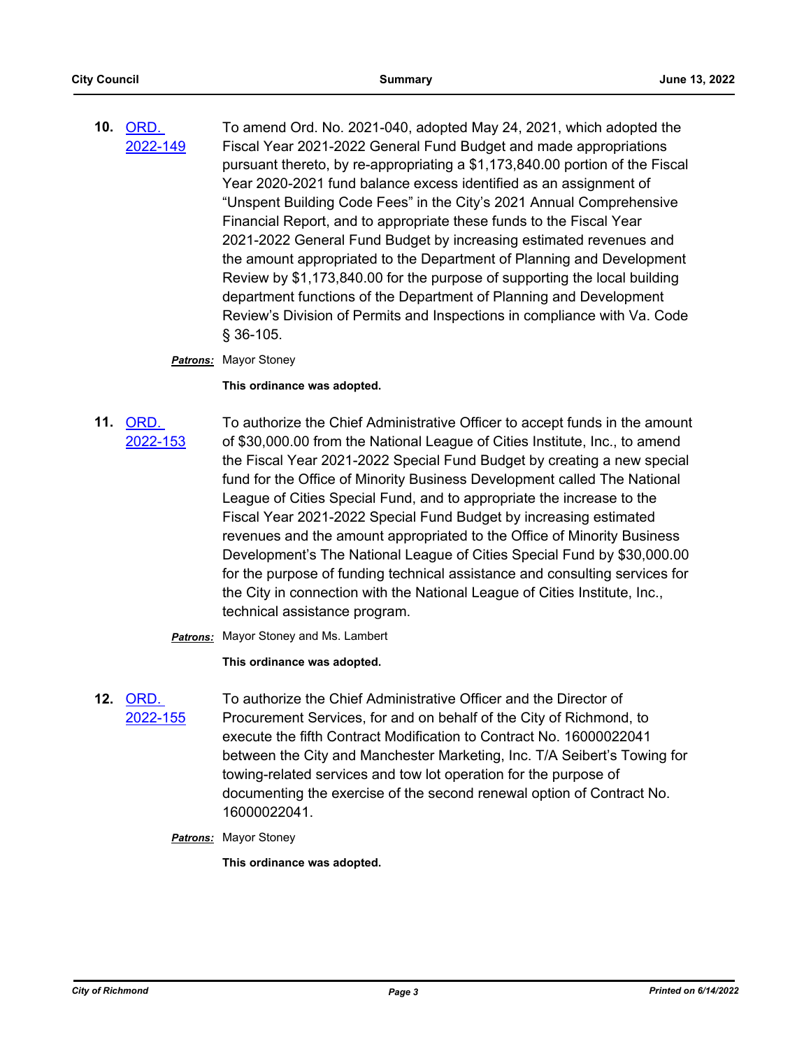**10.** ORD. 2022-149

To amend Ord. No. 2021-040, adopted May 24, 2021, which adopted the Fiscal Year 2021-2022 General Fund Budget and made appropriations pursuant thereto, by re-appropriating a $1,173,840.00 portion of the Fiscal Year 2020-2021 fund balance excess identified as an assignment of "Unspent Building Code Fees" in the City's 2021 Annual Comprehensive Financial Report, and to appropriate these funds to the Fiscal Year 2021-2022 General Fund Budget by increasing estimated revenues and the amount appropriated to the Department of Planning and Development Review by $1,173,840.00 for the purpose of supporting the local building department functions of the Department of Planning and Development Review's Division of Permits and Inspections in compliance with Va. Code § 36-105.

***Patrons:*** Mayor Stoney

**This ordinance was adopted.**

**11.** ORD. 2022-153

To authorize the Chief Administrative Officer to accept funds in the amount of $30,000.00 from the National League of Cities Institute, Inc., to amend the Fiscal Year 2021-2022 Special Fund Budget by creating a new special fund for the Office of Minority Business Development called The National League of Cities Special Fund, and to appropriate the increase to the Fiscal Year 2021-2022 Special Fund Budget by increasing estimated revenues and the amount appropriated to the Office of Minority Business Development's The National League of Cities Special Fund by $30,000.00 for the purpose of funding technical assistance and consulting services for the City in connection with the National League of Cities Institute, Inc., technical assistance program.

***Patrons:*** Mayor Stoney and Ms. Lambert

**This ordinance was adopted.**

**12.** ORD. 2022-155

To authorize the Chief Administrative Officer and the Director of Procurement Services, for and on behalf of the City of Richmond, to execute the fifth Contract Modification to Contract No. 16000022041 between the City and Manchester Marketing, Inc. T/A Seibert's Towing for towing-related services and tow lot operation for the purpose of documenting the exercise of the second renewal option of Contract No. 16000022041.

***Patrons:*** Mayor Stoney

**This ordinance was adopted.**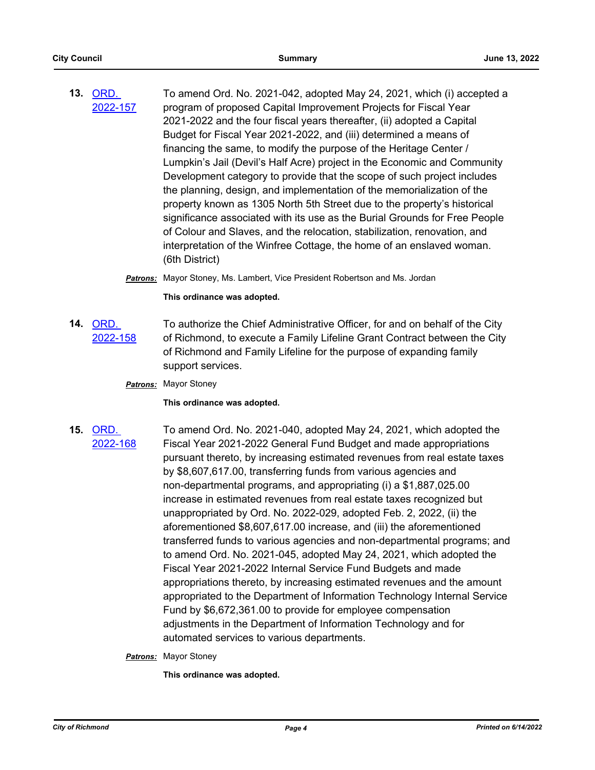**13.** ORD. 2022-157

To amend Ord. No. 2021-042, adopted May 24, 2021, which (i) accepted a program of proposed Capital Improvement Projects for Fiscal Year 2021-2022 and the four fiscal years thereafter, (ii) adopted a Capital Budget for Fiscal Year 2021-2022, and (iii) determined a means of financing the same, to modify the purpose of the Heritage Center / Lumpkin's Jail (Devil's Half Acre) project in the Economic and Community Development category to provide that the scope of such project includes the planning, design, and implementation of the memorialization of the property known as 1305 North 5th Street due to the property's historical significance associated with its use as the Burial Grounds for Free People of Colour and Slaves, and the relocation, stabilization, renovation, and interpretation of the Winfree Cottage, the home of an enslaved woman. (6th District)

***Patrons:*** Mayor Stoney, Ms. Lambert, Vice President Robertson and Ms. Jordan

**This ordinance was adopted.**

**14.** ORD. 2022-158

To authorize the Chief Administrative Officer, for and on behalf of the City of Richmond, to execute a Family Lifeline Grant Contract between the City of Richmond and Family Lifeline for the purpose of expanding family support services.

***Patrons:*** Mayor Stoney

**This ordinance was adopted.**

**15.** ORD. 2022-168

To amend Ord. No. 2021-040, adopted May 24, 2021, which adopted the Fiscal Year 2021-2022 General Fund Budget and made appropriations pursuant thereto, by increasing estimated revenues from real estate taxes by $8,607,617.00, transferring funds from various agencies and non-departmental programs, and appropriating (i) a $1,887,025.00 increase in estimated revenues from real estate taxes recognized but unappropriated by Ord. No. 2022-029, adopted Feb. 2, 2022, (ii) the aforementioned $8,607,617.00 increase, and (iii) the aforementioned transferred funds to various agencies and non-departmental programs; and to amend Ord. No. 2021-045, adopted May 24, 2021, which adopted the Fiscal Year 2021-2022 Internal Service Fund Budgets and made appropriations thereto, by increasing estimated revenues and the amount appropriated to the Department of Information Technology Internal Service Fund by $6,672,361.00 to provide for employee compensation adjustments in the Department of Information Technology and for automated services to various departments.

***Patrons:*** Mayor Stoney

**This ordinance was adopted.**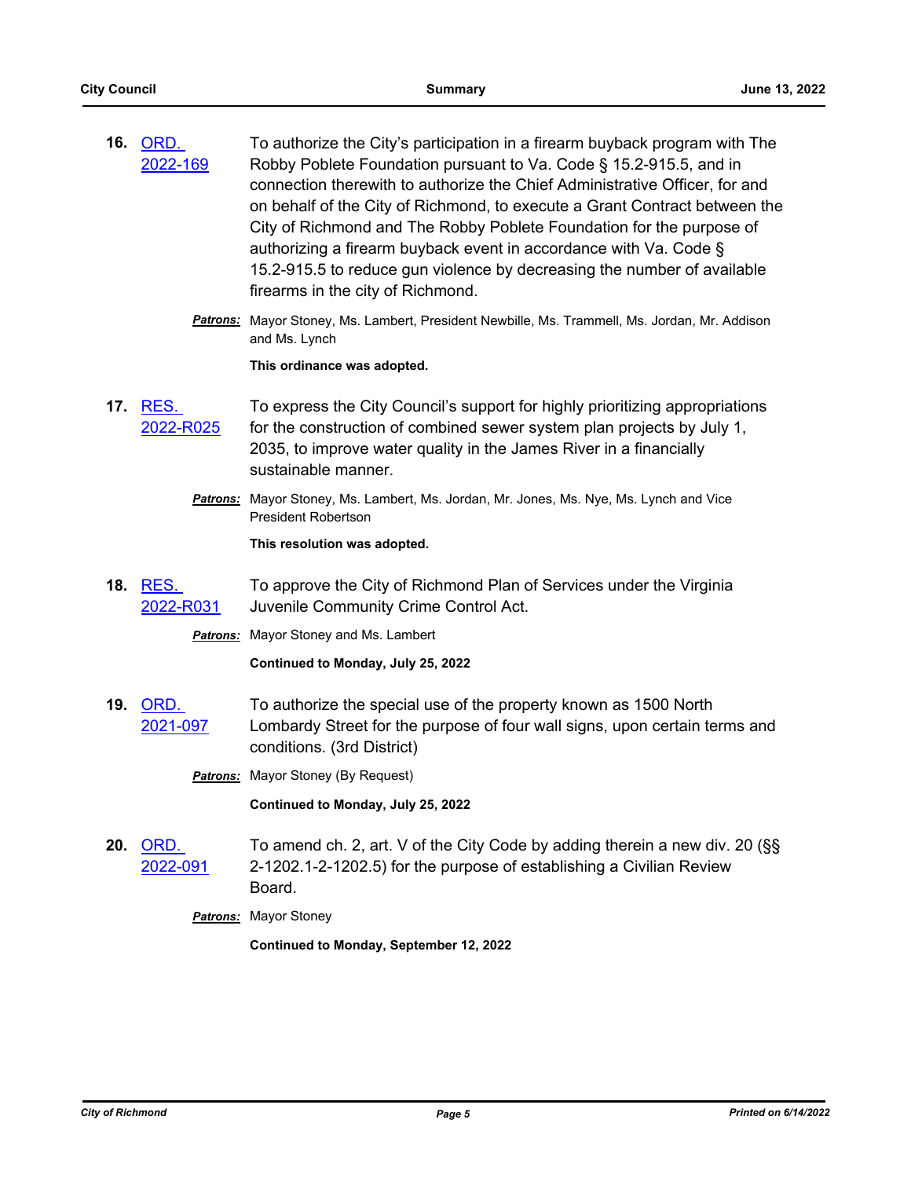16. ORD. 2022-169 To authorize the City's participation in a firearm buyback program with The Robby Poblete Foundation pursuant to Va. Code § 15.2-915.5, and in connection therewith to authorize the Chief Administrative Officer, for and on behalf of the City of Richmond, to execute a Grant Contract between the City of Richmond and The Robby Poblete Foundation for the purpose of authorizing a firearm buyback event in accordance with Va. Code § 15.2-915.5 to reduce gun violence by decreasing the number of available firearms in the city of Richmond.

***Patrons:*** Mayor Stoney, Ms. Lambert, President Newbille, Ms. Trammell, Ms. Jordan, Mr. Addison and Ms. Lynch

**This ordinance was adopted.**

17. RES. 2022-R025 To express the City Council's support for highly prioritizing appropriations for the construction of combined sewer system plan projects by July 1, 2035, to improve water quality in the James River in a financially sustainable manner.

***Patrons:*** Mayor Stoney, Ms. Lambert, Ms. Jordan, Mr. Jones, Ms. Nye, Ms. Lynch and Vice President Robertson

**This resolution was adopted.**

18. RES. 2022-R031 To approve the City of Richmond Plan of Services under the Virginia Juvenile Community Crime Control Act.

***Patrons:*** Mayor Stoney and Ms. Lambert

**Continued to Monday, July 25, 2022**

19. ORD. 2021-097 To authorize the special use of the property known as 1500 North Lombardy Street for the purpose of four wall signs, upon certain terms and conditions. (3rd District)

***Patrons:*** Mayor Stoney (By Request)

**Continued to Monday, July 25, 2022**

20. ORD. 2022-091 To amend ch. 2, art. V of the City Code by adding therein a new div. 20 (§§ 2-1202.1-2-1202.5) for the purpose of establishing a Civilian Review Board.

***Patrons:*** Mayor Stoney

**Continued to Monday, September 12, 2022**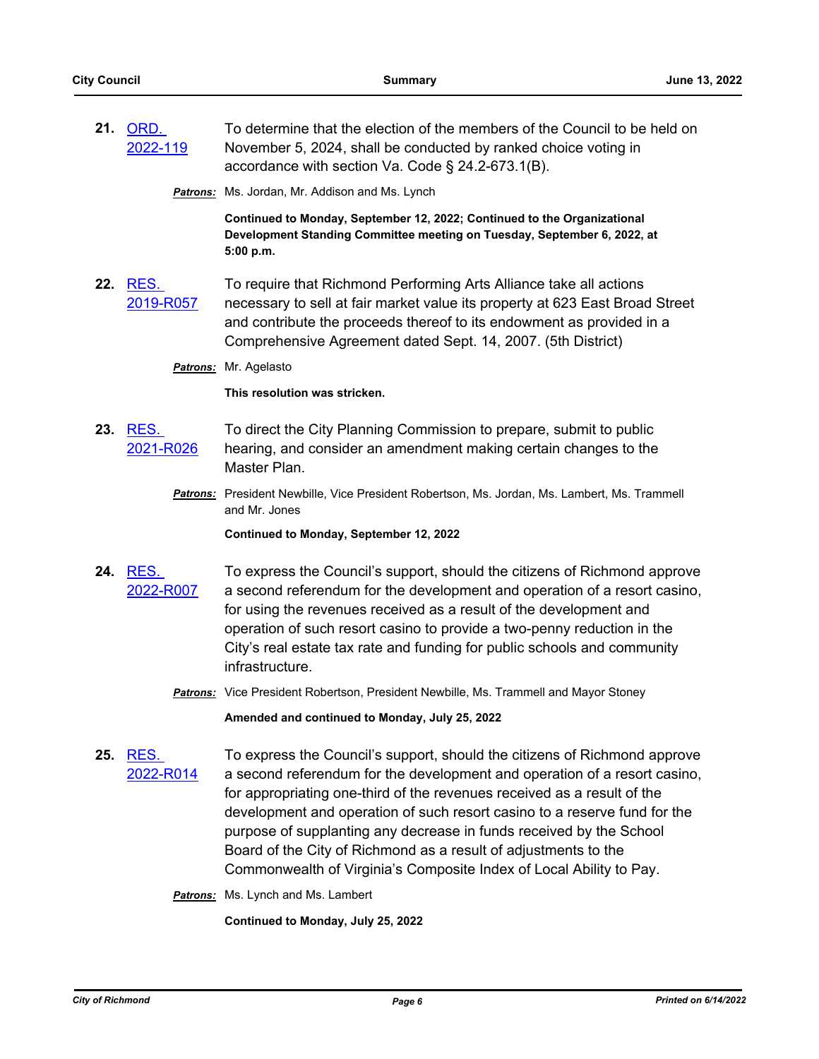**21.** ORD. 2022-119 — To determine that the election of the members of the Council to be held on November 5, 2024, shall be conducted by ranked choice voting in accordance with section Va. Code § 24.2-673.1(B).

***Patrons:*** Ms. Jordan, Mr. Addison and Ms. Lynch

**Continued to Monday, September 12, 2022; Continued to the Organizational Development Standing Committee meeting on Tuesday, September 6, 2022, at 5:00 p.m.**

**22.** RES. 2019-R057 — To require that Richmond Performing Arts Alliance take all actions necessary to sell at fair market value its property at 623 East Broad Street and contribute the proceeds thereof to its endowment as provided in a Comprehensive Agreement dated Sept. 14, 2007. (5th District)

***Patrons:*** Mr. Agelasto

**This resolution was stricken.**

**23.** RES. 2021-R026 — To direct the City Planning Commission to prepare, submit to public hearing, and consider an amendment making certain changes to the Master Plan.

***Patrons:*** President Newbille, Vice President Robertson, Ms. Jordan, Ms. Lambert, Ms. Trammell and Mr. Jones

**Continued to Monday, September 12, 2022**

**24.** RES. 2022-R007 — To express the Council's support, should the citizens of Richmond approve a second referendum for the development and operation of a resort casino, for using the revenues received as a result of the development and operation of such resort casino to provide a two-penny reduction in the City's real estate tax rate and funding for public schools and community infrastructure.

***Patrons:*** Vice President Robertson, President Newbille, Ms. Trammell and Mayor Stoney

**Amended and continued to Monday, July 25, 2022**

**25.** RES. 2022-R014 — To express the Council's support, should the citizens of Richmond approve a second referendum for the development and operation of a resort casino, for appropriating one-third of the revenues received as a result of the development and operation of such resort casino to a reserve fund for the purpose of supplanting any decrease in funds received by the School Board of the City of Richmond as a result of adjustments to the Commonwealth of Virginia's Composite Index of Local Ability to Pay.

***Patrons:*** Ms. Lynch and Ms. Lambert

**Continued to Monday, July 25, 2022**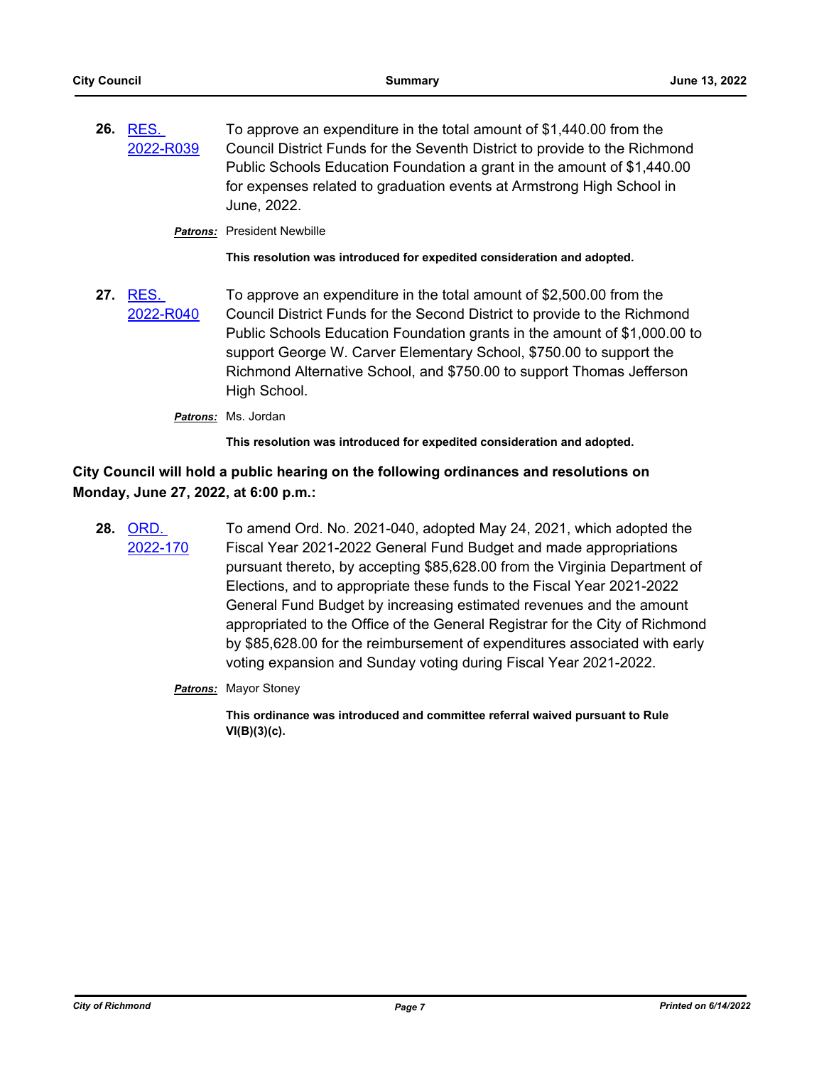**26.** [RES. 2022-R039] To approve an expenditure in the total amount of $1,440.00 from the Council District Funds for the Seventh District to provide to the Richmond Public Schools Education Foundation a grant in the amount of $1,440.00 for expenses related to graduation events at Armstrong High School in June, 2022.

***Patrons:*** President Newbille

**This resolution was introduced for expedited consideration and adopted.**

**27.** [RES. 2022-R040] To approve an expenditure in the total amount of $2,500.00 from the Council District Funds for the Second District to provide to the Richmond Public Schools Education Foundation grants in the amount of $1,000.00 to support George W. Carver Elementary School, $750.00 to support the Richmond Alternative School, and $750.00 to support Thomas Jefferson High School.

***Patrons:*** Ms. Jordan

**This resolution was introduced for expedited consideration and adopted.**

**City Council will hold a public hearing on the following ordinances and resolutions on Monday, June 27, 2022, at 6:00 p.m.:**

**28.** [ORD. 2022-170] To amend Ord. No. 2021-040, adopted May 24, 2021, which adopted the Fiscal Year 2021-2022 General Fund Budget and made appropriations pursuant thereto, by accepting $85,628.00 from the Virginia Department of Elections, and to appropriate these funds to the Fiscal Year 2021-2022 General Fund Budget by increasing estimated revenues and the amount appropriated to the Office of the General Registrar for the City of Richmond by $85,628.00 for the reimbursement of expenditures associated with early voting expansion and Sunday voting during Fiscal Year 2021-2022.

***Patrons:*** Mayor Stoney

**This ordinance was introduced and committee referral waived pursuant to Rule VI(B)(3)(c).**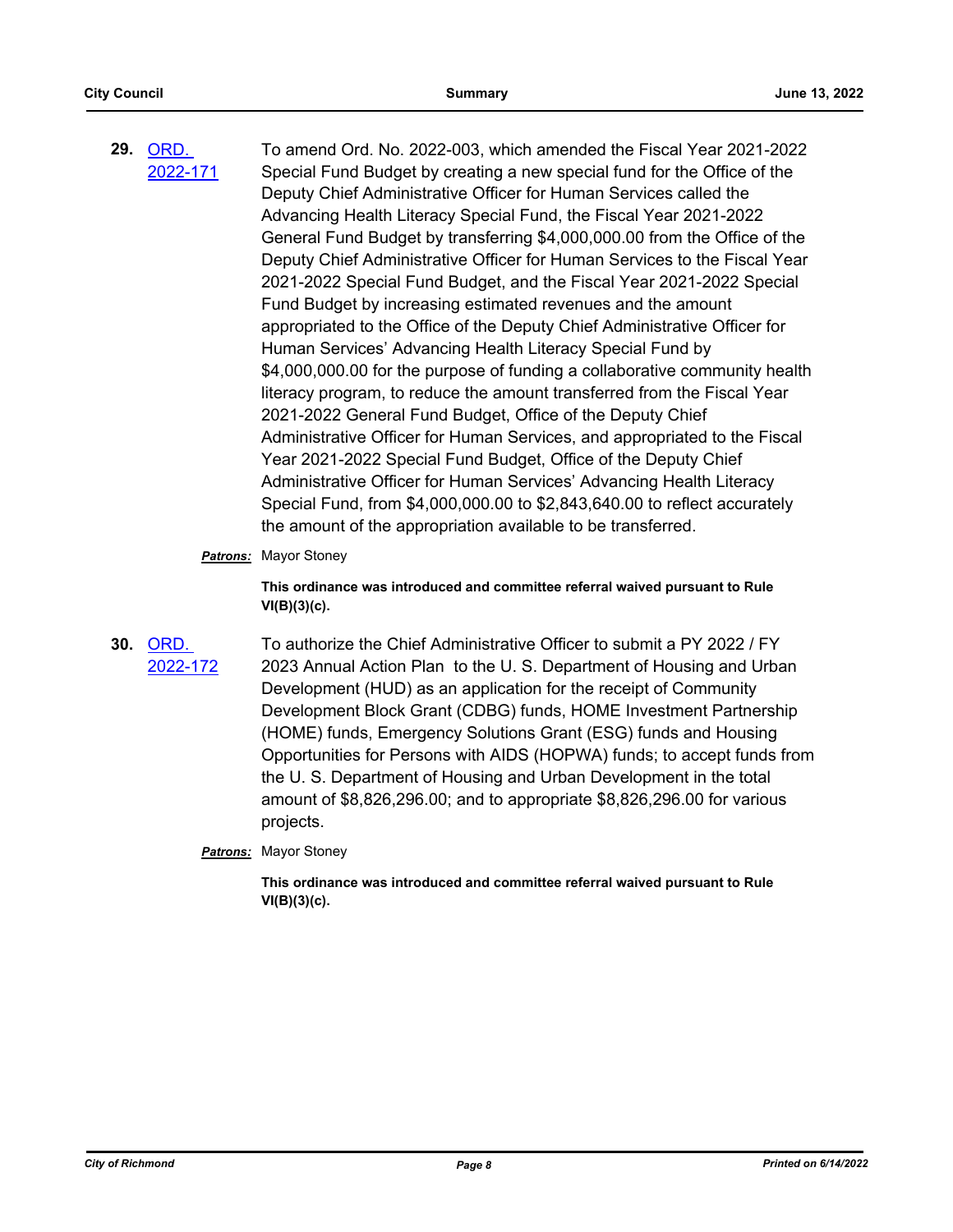**29.** ORD. 2022-171

To amend Ord. No. 2022-003, which amended the Fiscal Year 2021-2022 Special Fund Budget by creating a new special fund for the Office of the Deputy Chief Administrative Officer for Human Services called the Advancing Health Literacy Special Fund, the Fiscal Year 2021-2022 General Fund Budget by transferring $4,000,000.00 from the Office of the Deputy Chief Administrative Officer for Human Services to the Fiscal Year 2021-2022 Special Fund Budget, and the Fiscal Year 2021-2022 Special Fund Budget by increasing estimated revenues and the amount appropriated to the Office of the Deputy Chief Administrative Officer for Human Services' Advancing Health Literacy Special Fund by $4,000,000.00 for the purpose of funding a collaborative community health literacy program, to reduce the amount transferred from the Fiscal Year 2021-2022 General Fund Budget, Office of the Deputy Chief Administrative Officer for Human Services, and appropriated to the Fiscal Year 2021-2022 Special Fund Budget, Office of the Deputy Chief Administrative Officer for Human Services' Advancing Health Literacy Special Fund, from $4,000,000.00 to $2,843,640.00 to reflect accurately the amount of the appropriation available to be transferred.

***Patrons:*** Mayor Stoney

**This ordinance was introduced and committee referral waived pursuant to Rule VI(B)(3)(c).**

**30.** ORD. 2022-172

To authorize the Chief Administrative Officer to submit a PY 2022 / FY 2023 Annual Action Plan to the U. S. Department of Housing and Urban Development (HUD) as an application for the receipt of Community Development Block Grant (CDBG) funds, HOME Investment Partnership (HOME) funds, Emergency Solutions Grant (ESG) funds and Housing Opportunities for Persons with AIDS (HOPWA) funds; to accept funds from the U. S. Department of Housing and Urban Development in the total amount of $8,826,296.00; and to appropriate $8,826,296.00 for various projects.

***Patrons:*** Mayor Stoney

**This ordinance was introduced and committee referral waived pursuant to Rule VI(B)(3)(c).**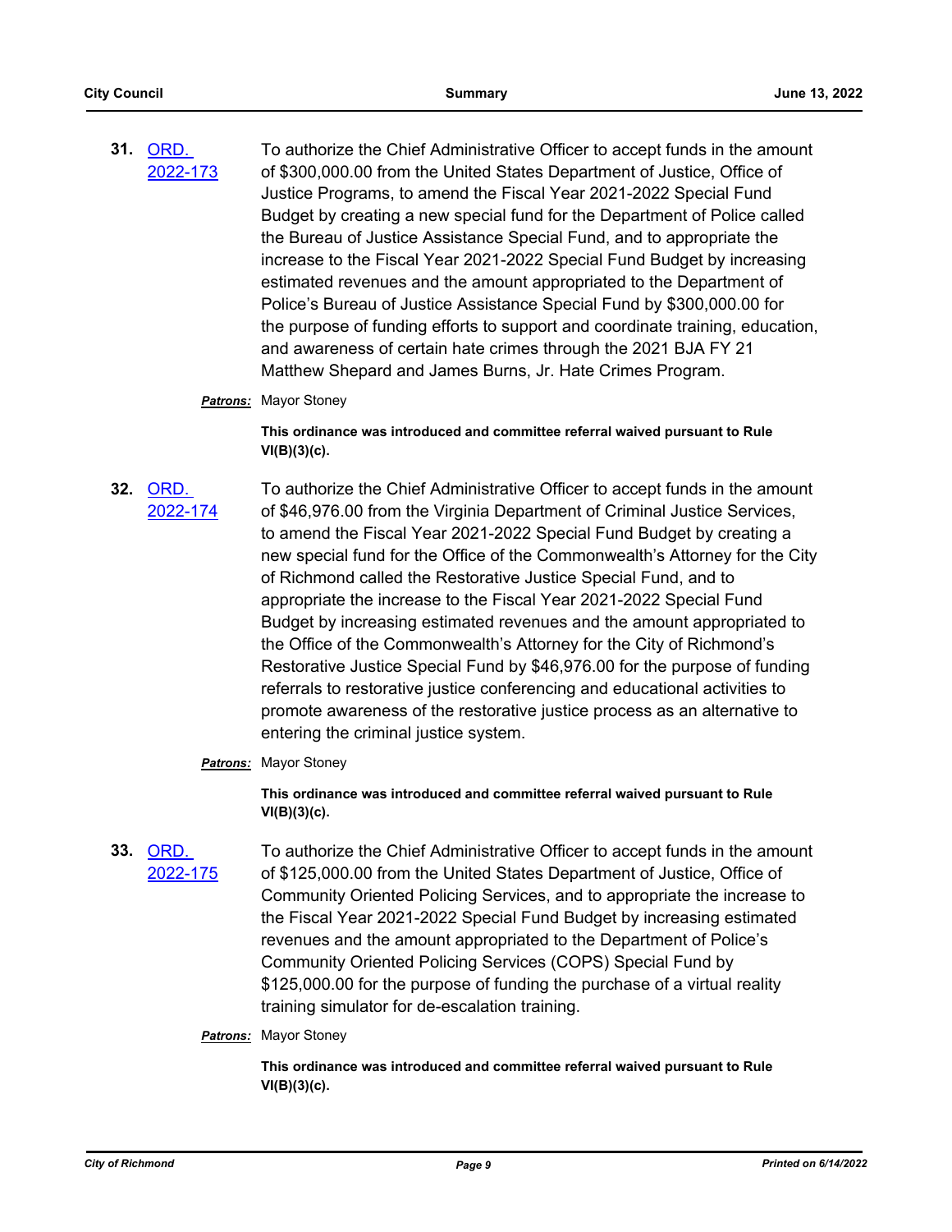**31.** ORD. 2022-173

To authorize the Chief Administrative Officer to accept funds in the amount of $300,000.00 from the United States Department of Justice, Office of Justice Programs, to amend the Fiscal Year 2021-2022 Special Fund Budget by creating a new special fund for the Department of Police called the Bureau of Justice Assistance Special Fund, and to appropriate the increase to the Fiscal Year 2021-2022 Special Fund Budget by increasing estimated revenues and the amount appropriated to the Department of Police's Bureau of Justice Assistance Special Fund by $300,000.00 for the purpose of funding efforts to support and coordinate training, education, and awareness of certain hate crimes through the 2021 BJA FY 21 Matthew Shepard and James Burns, Jr. Hate Crimes Program.

***Patrons:*** Mayor Stoney

**This ordinance was introduced and committee referral waived pursuant to Rule VI(B)(3)(c).**

**32.** ORD. 2022-174

To authorize the Chief Administrative Officer to accept funds in the amount of $46,976.00 from the Virginia Department of Criminal Justice Services, to amend the Fiscal Year 2021-2022 Special Fund Budget by creating a new special fund for the Office of the Commonwealth's Attorney for the City of Richmond called the Restorative Justice Special Fund, and to appropriate the increase to the Fiscal Year 2021-2022 Special Fund Budget by increasing estimated revenues and the amount appropriated to the Office of the Commonwealth's Attorney for the City of Richmond's Restorative Justice Special Fund by $46,976.00 for the purpose of funding referrals to restorative justice conferencing and educational activities to promote awareness of the restorative justice process as an alternative to entering the criminal justice system.

***Patrons:*** Mayor Stoney

**This ordinance was introduced and committee referral waived pursuant to Rule VI(B)(3)(c).**

**33.** ORD. 2022-175

To authorize the Chief Administrative Officer to accept funds in the amount of $125,000.00 from the United States Department of Justice, Office of Community Oriented Policing Services, and to appropriate the increase to the Fiscal Year 2021-2022 Special Fund Budget by increasing estimated revenues and the amount appropriated to the Department of Police's Community Oriented Policing Services (COPS) Special Fund by $125,000.00 for the purpose of funding the purchase of a virtual reality training simulator for de-escalation training.

***Patrons:*** Mayor Stoney

**This ordinance was introduced and committee referral waived pursuant to Rule VI(B)(3)(c).**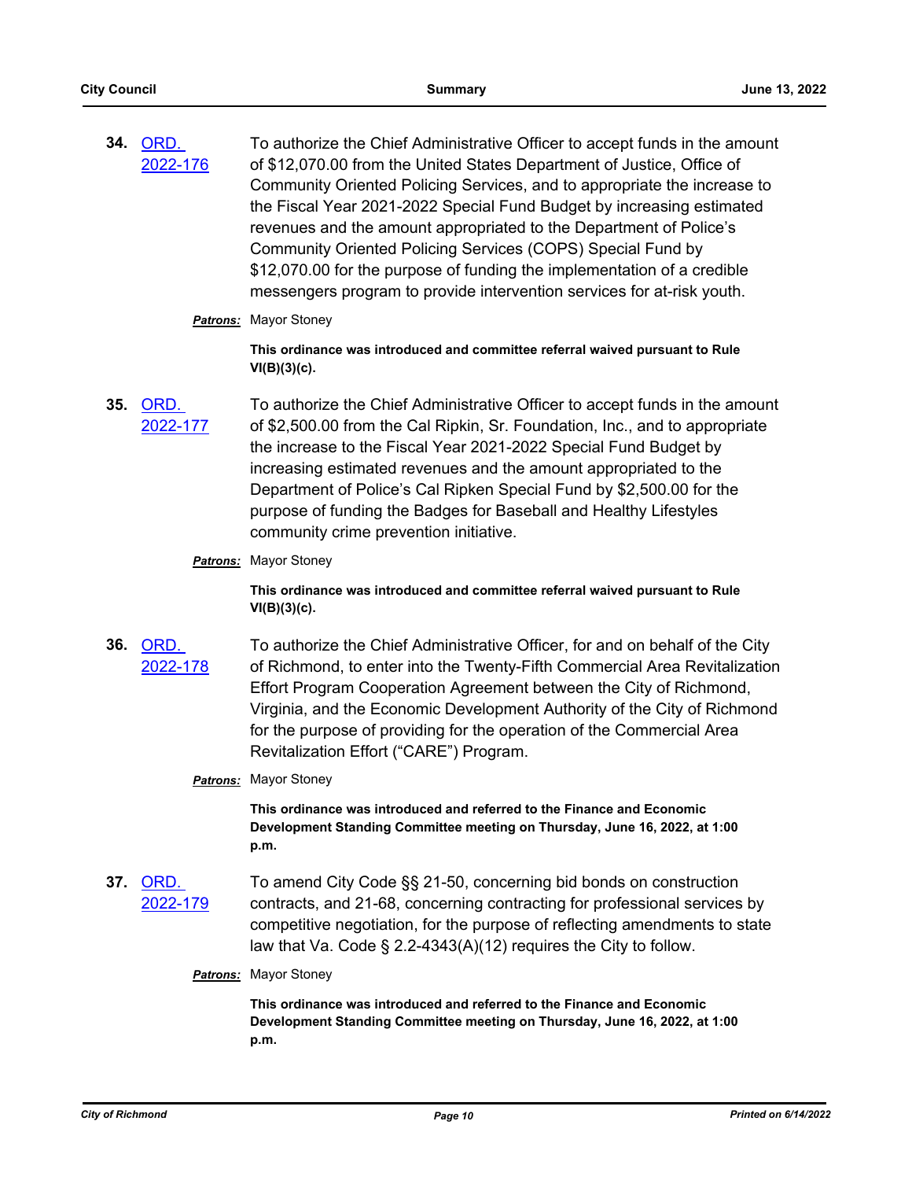**34.** ORD. 2022-176

To authorize the Chief Administrative Officer to accept funds in the amount of $12,070.00 from the United States Department of Justice, Office of Community Oriented Policing Services, and to appropriate the increase to the Fiscal Year 2021-2022 Special Fund Budget by increasing estimated revenues and the amount appropriated to the Department of Police's Community Oriented Policing Services (COPS) Special Fund by $12,070.00 for the purpose of funding the implementation of a credible messengers program to provide intervention services for at-risk youth.

***Patrons:*** Mayor Stoney

**This ordinance was introduced and committee referral waived pursuant to Rule VI(B)(3)(c).**

**35.** ORD. 2022-177

To authorize the Chief Administrative Officer to accept funds in the amount of $2,500.00 from the Cal Ripkin, Sr. Foundation, Inc., and to appropriate the increase to the Fiscal Year 2021-2022 Special Fund Budget by increasing estimated revenues and the amount appropriated to the Department of Police's Cal Ripken Special Fund by $2,500.00 for the purpose of funding the Badges for Baseball and Healthy Lifestyles community crime prevention initiative.

***Patrons:*** Mayor Stoney

**This ordinance was introduced and committee referral waived pursuant to Rule VI(B)(3)(c).**

**36.** ORD. 2022-178

To authorize the Chief Administrative Officer, for and on behalf of the City of Richmond, to enter into the Twenty-Fifth Commercial Area Revitalization Effort Program Cooperation Agreement between the City of Richmond, Virginia, and the Economic Development Authority of the City of Richmond for the purpose of providing for the operation of the Commercial Area Revitalization Effort ("CARE") Program.

***Patrons:*** Mayor Stoney

**This ordinance was introduced and referred to the Finance and Economic Development Standing Committee meeting on Thursday, June 16, 2022, at 1:00 p.m.**

**37.** ORD. 2022-179

To amend City Code §§ 21-50, concerning bid bonds on construction contracts, and 21-68, concerning contracting for professional services by competitive negotiation, for the purpose of reflecting amendments to state law that Va. Code § 2.2-4343(A)(12) requires the City to follow.

***Patrons:*** Mayor Stoney

**This ordinance was introduced and referred to the Finance and Economic Development Standing Committee meeting on Thursday, June 16, 2022, at 1:00 p.m.**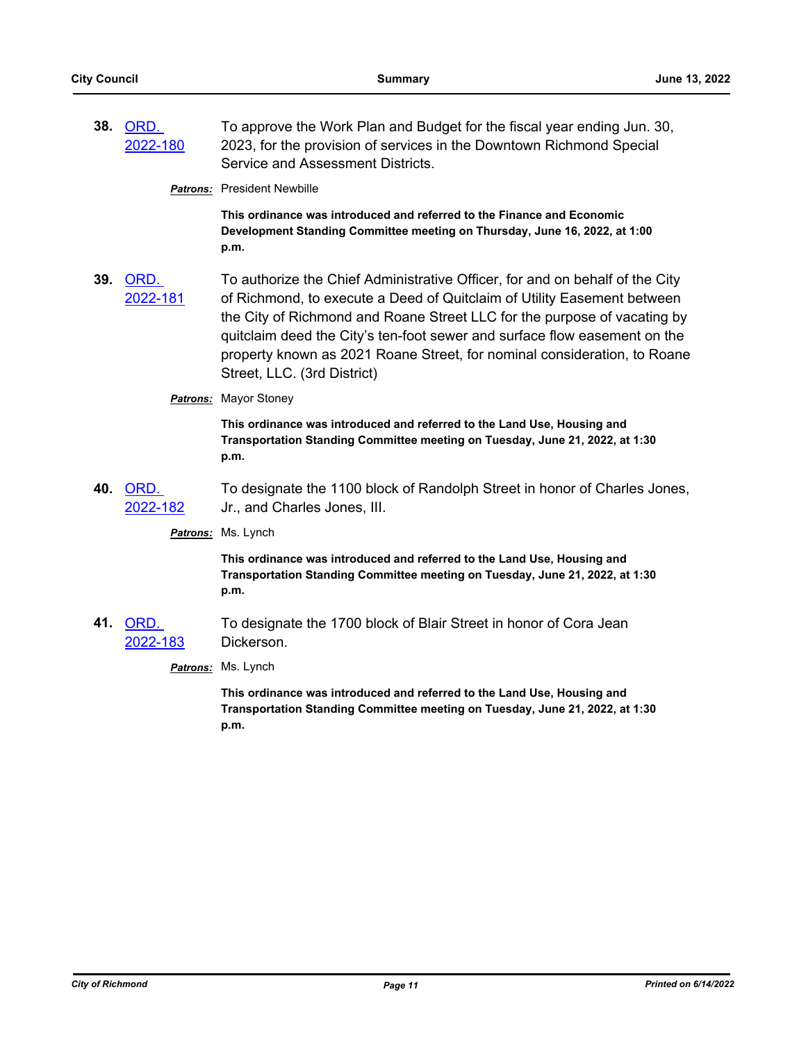**38.** ORD. 2022-180

To approve the Work Plan and Budget for the fiscal year ending Jun. 30, 2023, for the provision of services in the Downtown Richmond Special Service and Assessment Districts.

***Patrons:*** President Newbille

**This ordinance was introduced and referred to the Finance and Economic Development Standing Committee meeting on Thursday, June 16, 2022, at 1:00 p.m.**

**39.** ORD. 2022-181

To authorize the Chief Administrative Officer, for and on behalf of the City of Richmond, to execute a Deed of Quitclaim of Utility Easement between the City of Richmond and Roane Street LLC for the purpose of vacating by quitclaim deed the City's ten-foot sewer and surface flow easement on the property known as 2021 Roane Street, for nominal consideration, to Roane Street, LLC. (3rd District)

***Patrons:*** Mayor Stoney

**This ordinance was introduced and referred to the Land Use, Housing and Transportation Standing Committee meeting on Tuesday, June 21, 2022, at 1:30 p.m.**

**40.** ORD. 2022-182

To designate the 1100 block of Randolph Street in honor of Charles Jones, Jr., and Charles Jones, III.

***Patrons:*** Ms. Lynch

**This ordinance was introduced and referred to the Land Use, Housing and Transportation Standing Committee meeting on Tuesday, June 21, 2022, at 1:30 p.m.**

**41.** ORD. 2022-183

To designate the 1700 block of Blair Street in honor of Cora Jean Dickerson.

***Patrons:*** Ms. Lynch

**This ordinance was introduced and referred to the Land Use, Housing and Transportation Standing Committee meeting on Tuesday, June 21, 2022, at 1:30 p.m.**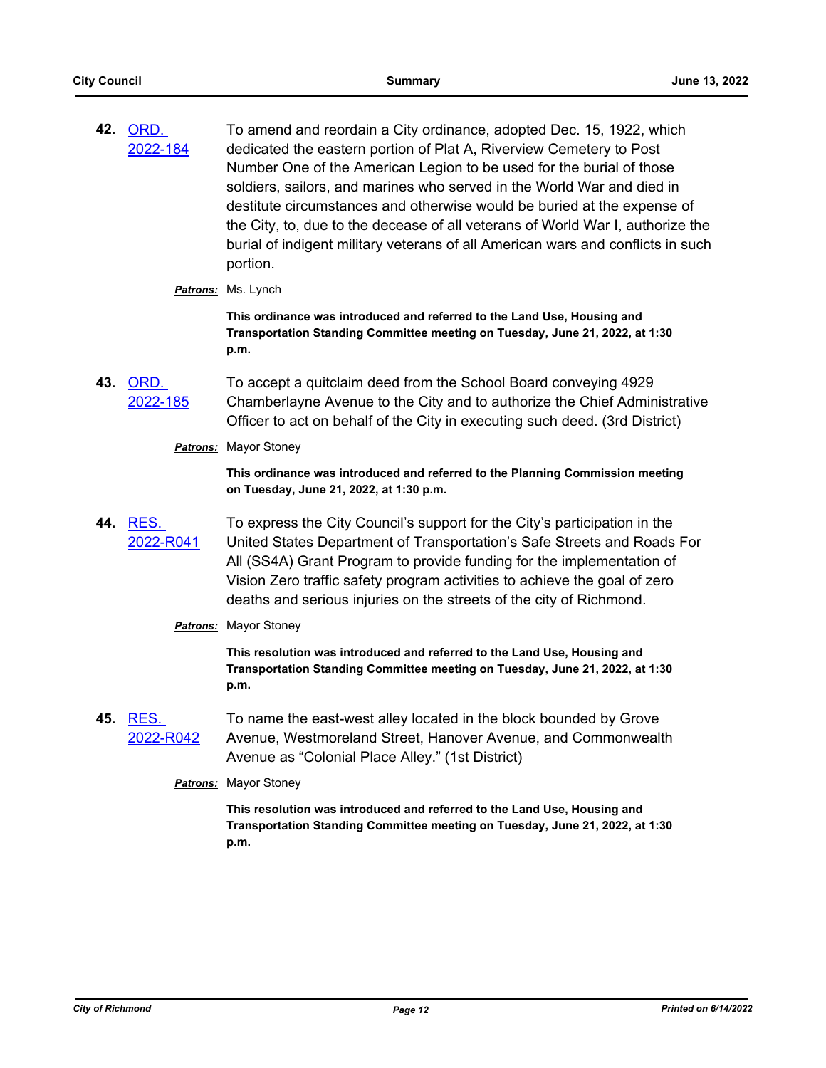**42.** ORD. 2022-184

To amend and reordain a City ordinance, adopted Dec. 15, 1922, which dedicated the eastern portion of Plat A, Riverview Cemetery to Post Number One of the American Legion to be used for the burial of those soldiers, sailors, and marines who served in the World War and died in destitute circumstances and otherwise would be buried at the expense of the City, to, due to the decease of all veterans of World War I, authorize the burial of indigent military veterans of all American wars and conflicts in such portion.

***Patrons:*** Ms. Lynch

**This ordinance was introduced and referred to the Land Use, Housing and Transportation Standing Committee meeting on Tuesday, June 21, 2022, at 1:30 p.m.**

**43.** ORD. 2022-185

To accept a quitclaim deed from the School Board conveying 4929 Chamberlayne Avenue to the City and to authorize the Chief Administrative Officer to act on behalf of the City in executing such deed. (3rd District)

***Patrons:*** Mayor Stoney

**This ordinance was introduced and referred to the Planning Commission meeting on Tuesday, June 21, 2022, at 1:30 p.m.**

**44.** RES. 2022-R041

To express the City Council's support for the City's participation in the United States Department of Transportation's Safe Streets and Roads For All (SS4A) Grant Program to provide funding for the implementation of Vision Zero traffic safety program activities to achieve the goal of zero deaths and serious injuries on the streets of the city of Richmond.

***Patrons:*** Mayor Stoney

**This resolution was introduced and referred to the Land Use, Housing and Transportation Standing Committee meeting on Tuesday, June 21, 2022, at 1:30 p.m.**

**45.** RES. 2022-R042

To name the east-west alley located in the block bounded by Grove Avenue, Westmoreland Street, Hanover Avenue, and Commonwealth Avenue as "Colonial Place Alley." (1st District)

***Patrons:*** Mayor Stoney

**This resolution was introduced and referred to the Land Use, Housing and Transportation Standing Committee meeting on Tuesday, June 21, 2022, at 1:30 p.m.**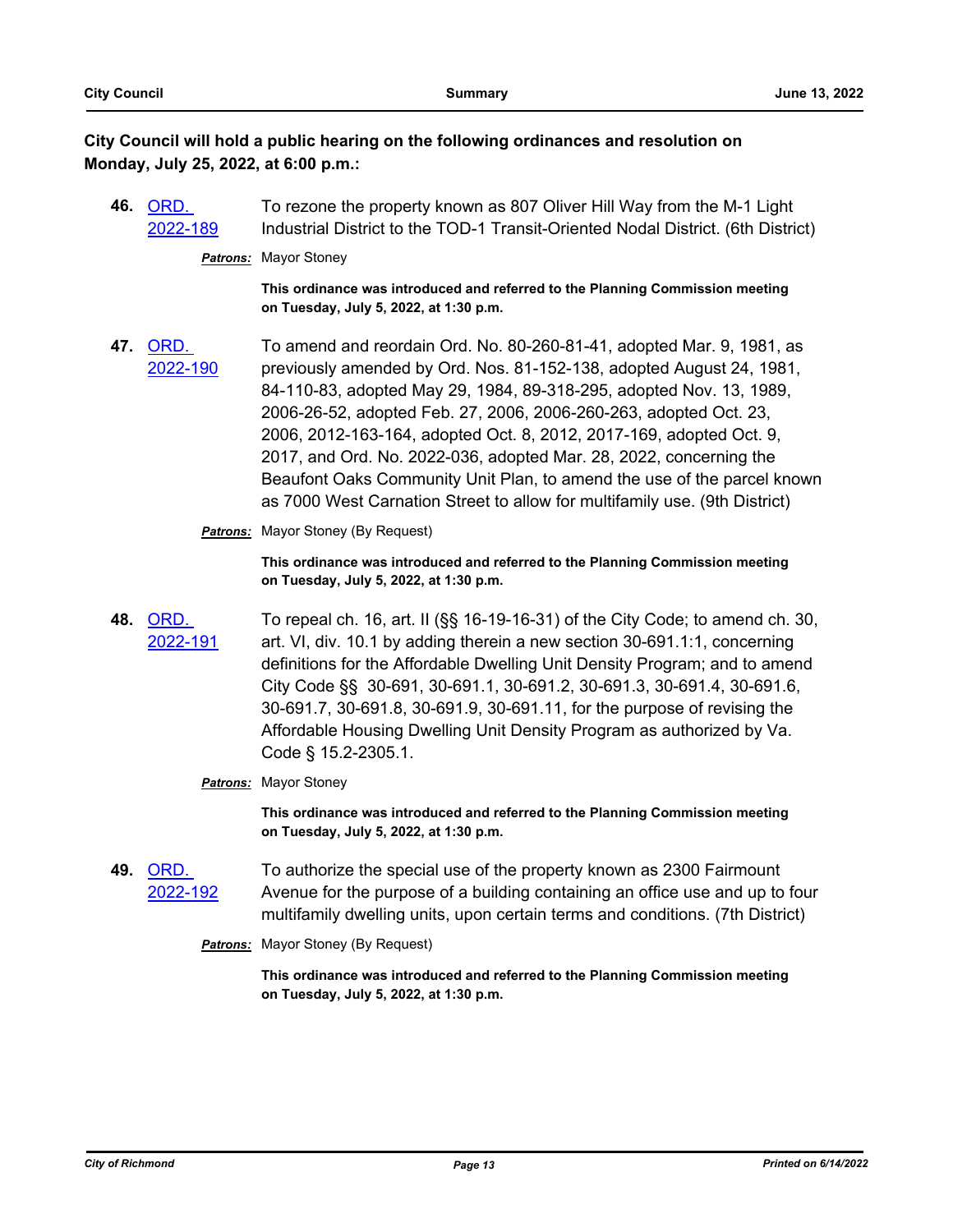**City Council will hold a public hearing on the following ordinances and resolution on Monday, July 25, 2022, at 6:00 p.m.:**

**46.** [ORD. 2022-189] To rezone the property known as 807 Oliver Hill Way from the M-1 Light Industrial District to the TOD-1 Transit-Oriented Nodal District. (6th District)

***Patrons:*** Mayor Stoney

**This ordinance was introduced and referred to the Planning Commission meeting on Tuesday, July 5, 2022, at 1:30 p.m.**

**47.** [ORD. 2022-190] To amend and reordain Ord. No. 80-260-81-41, adopted Mar. 9, 1981, as previously amended by Ord. Nos. 81-152-138, adopted August 24, 1981, 84-110-83, adopted May 29, 1984, 89-318-295, adopted Nov. 13, 1989, 2006-26-52, adopted Feb. 27, 2006, 2006-260-263, adopted Oct. 23, 2006, 2012-163-164, adopted Oct. 8, 2012, 2017-169, adopted Oct. 9, 2017, and Ord. No. 2022-036, adopted Mar. 28, 2022, concerning the Beaufont Oaks Community Unit Plan, to amend the use of the parcel known as 7000 West Carnation Street to allow for multifamily use. (9th District)

***Patrons:*** Mayor Stoney (By Request)

**This ordinance was introduced and referred to the Planning Commission meeting on Tuesday, July 5, 2022, at 1:30 p.m.**

**48.** [ORD. 2022-191] To repeal ch. 16, art. II (§§ 16-19-16-31) of the City Code; to amend ch. 30, art. VI, div. 10.1 by adding therein a new section 30-691.1:1, concerning definitions for the Affordable Dwelling Unit Density Program; and to amend City Code §§ 30-691, 30-691.1, 30-691.2, 30-691.3, 30-691.4, 30-691.6, 30-691.7, 30-691.8, 30-691.9, 30-691.11, for the purpose of revising the Affordable Housing Dwelling Unit Density Program as authorized by Va. Code § 15.2-2305.1.

***Patrons:*** Mayor Stoney

**This ordinance was introduced and referred to the Planning Commission meeting on Tuesday, July 5, 2022, at 1:30 p.m.**

**49.** [ORD. 2022-192] To authorize the special use of the property known as 2300 Fairmount Avenue for the purpose of a building containing an office use and up to four multifamily dwelling units, upon certain terms and conditions. (7th District)

***Patrons:*** Mayor Stoney (By Request)

**This ordinance was introduced and referred to the Planning Commission meeting on Tuesday, July 5, 2022, at 1:30 p.m.**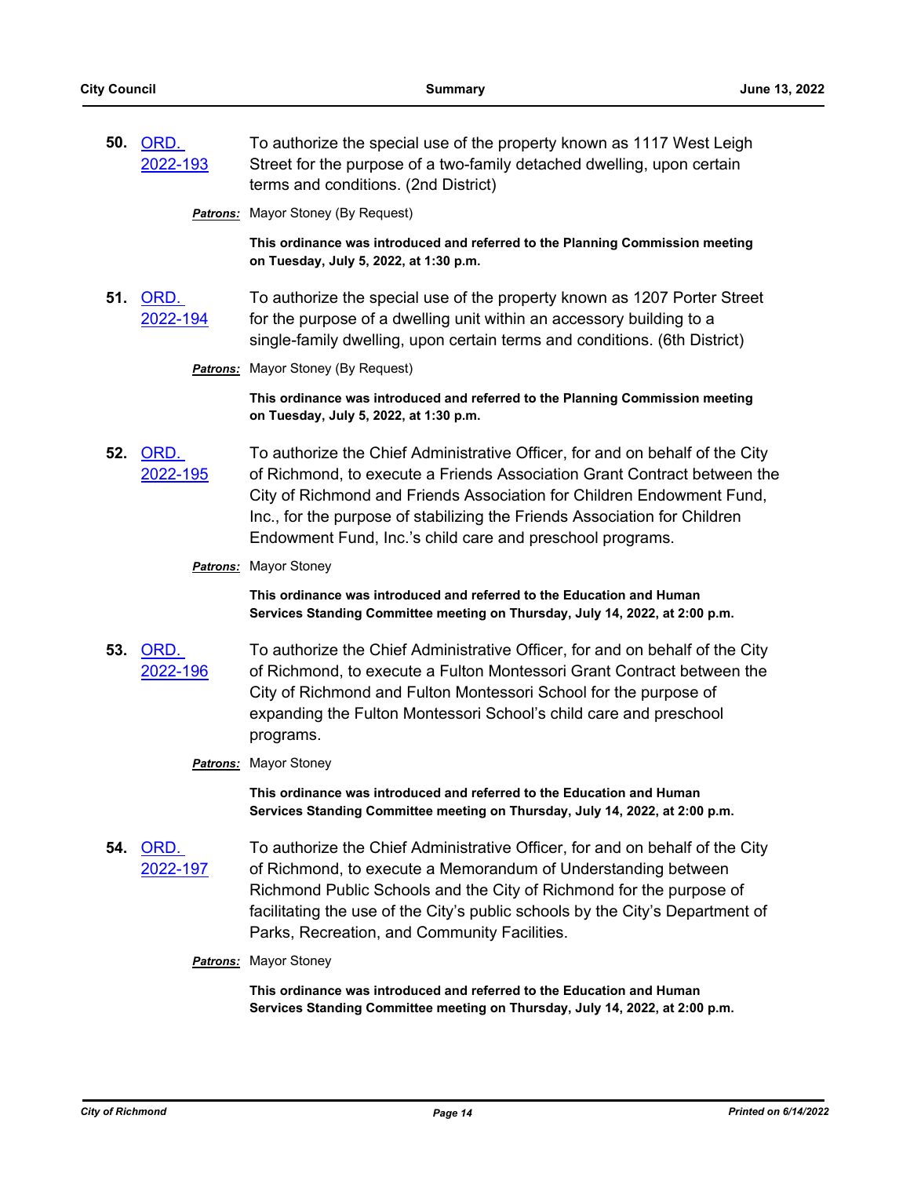**50.** ORD. 2022-193

To authorize the special use of the property known as 1117 West Leigh Street for the purpose of a two-family detached dwelling, upon certain terms and conditions. (2nd District)

***Patrons:*** Mayor Stoney (By Request)

**This ordinance was introduced and referred to the Planning Commission meeting on Tuesday, July 5, 2022, at 1:30 p.m.**

**51.** ORD. 2022-194

To authorize the special use of the property known as 1207 Porter Street for the purpose of a dwelling unit within an accessory building to a single-family dwelling, upon certain terms and conditions. (6th District)

***Patrons:*** Mayor Stoney (By Request)

**This ordinance was introduced and referred to the Planning Commission meeting on Tuesday, July 5, 2022, at 1:30 p.m.**

**52.** ORD. 2022-195

To authorize the Chief Administrative Officer, for and on behalf of the City of Richmond, to execute a Friends Association Grant Contract between the City of Richmond and Friends Association for Children Endowment Fund, Inc., for the purpose of stabilizing the Friends Association for Children Endowment Fund, Inc.'s child care and preschool programs.

***Patrons:*** Mayor Stoney

**This ordinance was introduced and referred to the Education and Human Services Standing Committee meeting on Thursday, July 14, 2022, at 2:00 p.m.**

**53.** ORD. 2022-196

To authorize the Chief Administrative Officer, for and on behalf of the City of Richmond, to execute a Fulton Montessori Grant Contract between the City of Richmond and Fulton Montessori School for the purpose of expanding the Fulton Montessori School's child care and preschool programs.

***Patrons:*** Mayor Stoney

**This ordinance was introduced and referred to the Education and Human Services Standing Committee meeting on Thursday, July 14, 2022, at 2:00 p.m.**

**54.** ORD. 2022-197

To authorize the Chief Administrative Officer, for and on behalf of the City of Richmond, to execute a Memorandum of Understanding between Richmond Public Schools and the City of Richmond for the purpose of facilitating the use of the City's public schools by the City's Department of Parks, Recreation, and Community Facilities.

***Patrons:*** Mayor Stoney

**This ordinance was introduced and referred to the Education and Human Services Standing Committee meeting on Thursday, July 14, 2022, at 2:00 p.m.**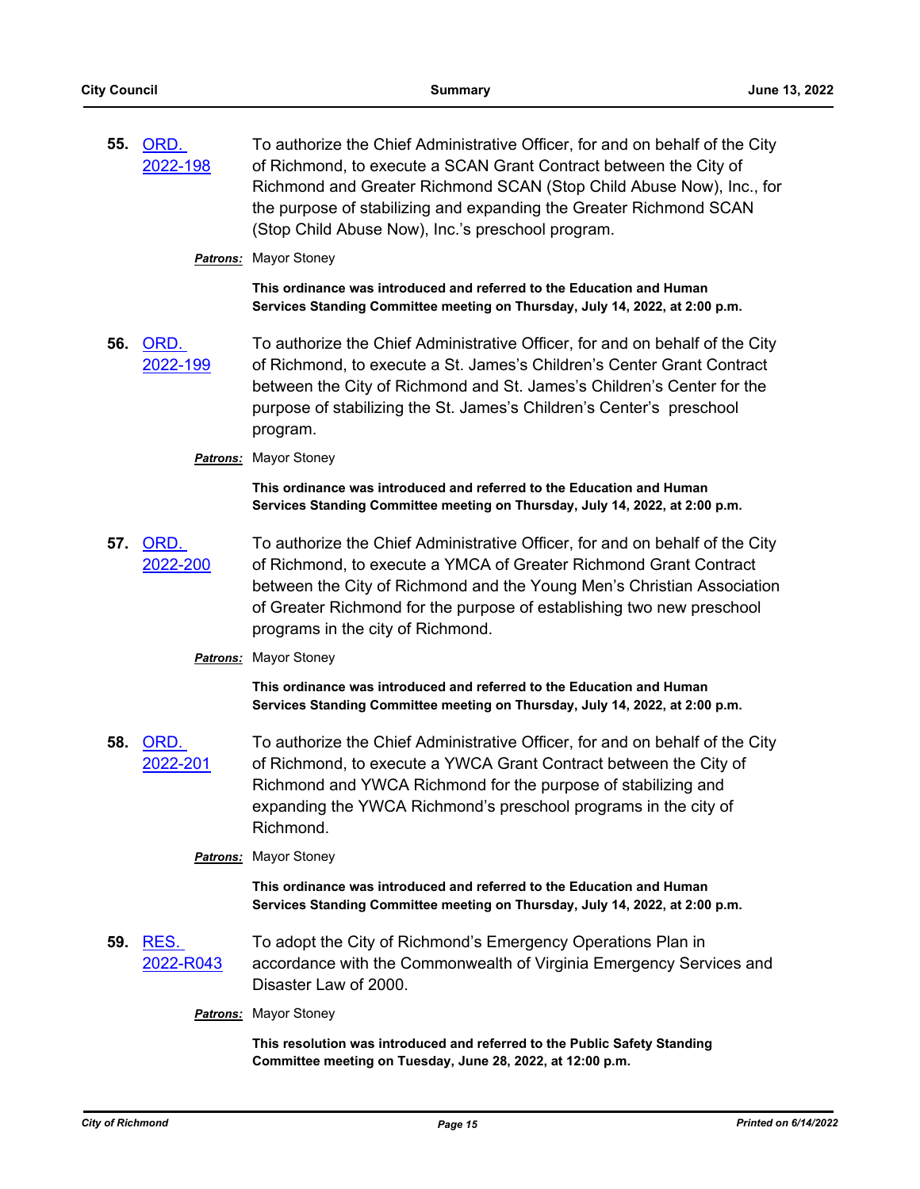**55.** ORD. 2022-198

To authorize the Chief Administrative Officer, for and on behalf of the City of Richmond, to execute a SCAN Grant Contract between the City of Richmond and Greater Richmond SCAN (Stop Child Abuse Now), Inc., for the purpose of stabilizing and expanding the Greater Richmond SCAN (Stop Child Abuse Now), Inc.'s preschool program.

***Patrons:*** Mayor Stoney

**This ordinance was introduced and referred to the Education and Human Services Standing Committee meeting on Thursday, July 14, 2022, at 2:00 p.m.**

**56.** ORD. 2022-199

To authorize the Chief Administrative Officer, for and on behalf of the City of Richmond, to execute a St. James's Children's Center Grant Contract between the City of Richmond and St. James's Children's Center for the purpose of stabilizing the St. James's Children's Center's preschool program.

***Patrons:*** Mayor Stoney

**This ordinance was introduced and referred to the Education and Human Services Standing Committee meeting on Thursday, July 14, 2022, at 2:00 p.m.**

**57.** ORD. 2022-200

To authorize the Chief Administrative Officer, for and on behalf of the City of Richmond, to execute a YMCA of Greater Richmond Grant Contract between the City of Richmond and the Young Men's Christian Association of Greater Richmond for the purpose of establishing two new preschool programs in the city of Richmond.

***Patrons:*** Mayor Stoney

**This ordinance was introduced and referred to the Education and Human Services Standing Committee meeting on Thursday, July 14, 2022, at 2:00 p.m.**

**58.** ORD. 2022-201

To authorize the Chief Administrative Officer, for and on behalf of the City of Richmond, to execute a YWCA Grant Contract between the City of Richmond and YWCA Richmond for the purpose of stabilizing and expanding the YWCA Richmond's preschool programs in the city of Richmond.

***Patrons:*** Mayor Stoney

**This ordinance was introduced and referred to the Education and Human Services Standing Committee meeting on Thursday, July 14, 2022, at 2:00 p.m.**

**59.** RES. 2022-R043

To adopt the City of Richmond's Emergency Operations Plan in accordance with the Commonwealth of Virginia Emergency Services and Disaster Law of 2000.

***Patrons:*** Mayor Stoney

**This resolution was introduced and referred to the Public Safety Standing Committee meeting on Tuesday, June 28, 2022, at 12:00 p.m.**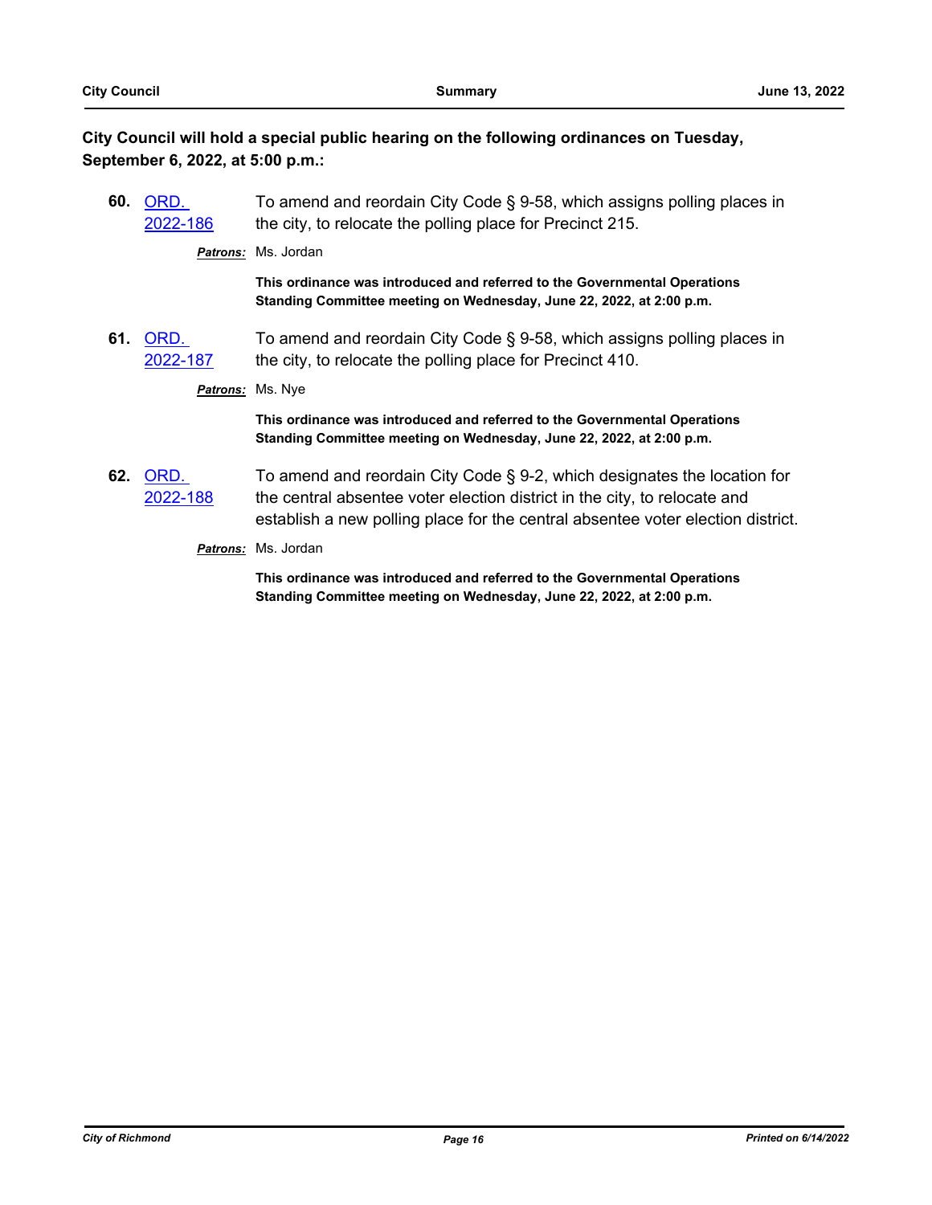**City Council will hold a special public hearing on the following ordinances on Tuesday, September 6, 2022, at 5:00 p.m.:**

**60.** ORD. 2022-186 — To amend and reordain City Code § 9-58, which assigns polling places in the city, to relocate the polling place for Precinct 215.

***Patrons:*** Ms. Jordan

**This ordinance was introduced and referred to the Governmental Operations Standing Committee meeting on Wednesday, June 22, 2022, at 2:00 p.m.**

**61.** ORD. 2022-187 — To amend and reordain City Code § 9-58, which assigns polling places in the city, to relocate the polling place for Precinct 410.

***Patrons:*** Ms. Nye

**This ordinance was introduced and referred to the Governmental Operations Standing Committee meeting on Wednesday, June 22, 2022, at 2:00 p.m.**

**62.** ORD. 2022-188 — To amend and reordain City Code § 9-2, which designates the location for the central absentee voter election district in the city, to relocate and establish a new polling place for the central absentee voter election district.

***Patrons:*** Ms. Jordan

**This ordinance was introduced and referred to the Governmental Operations Standing Committee meeting on Wednesday, June 22, 2022, at 2:00 p.m.**